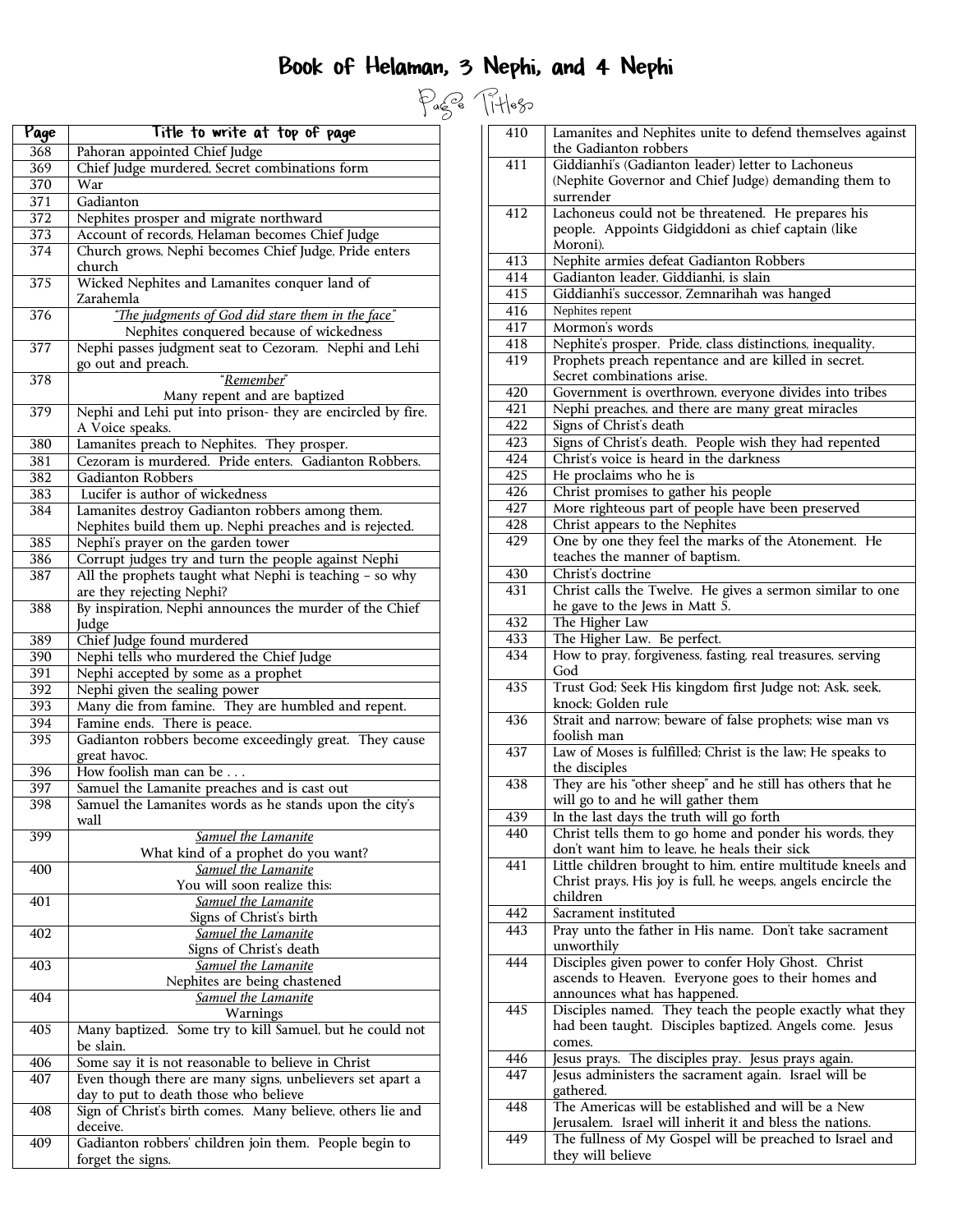# Book of Helaman, 3 Nephi, and 4 Nephi

## Page Titles

| Page | Title to write at top of page |
|---|---|
| 368 | Pahoran appointed Chief Judge |
| 369 | Chief Judge murdered, Secret combinations form |
| 370 | War |
| 371 | Gadianton |
| 372 | Nephites prosper and migrate northward |
| 373 | Account of records, Helaman becomes Chief Judge |
| 374 | Church grows, Nephi becomes Chief Judge, Pride enters church |
| 375 | Wicked Nephites and Lamanites conquer land of Zarahemla |
| 376 | *"The judgments of God did stare them in the face"* Nephites conquered because of wickedness |
| 377 | Nephi passes judgment seat to Cezoram. Nephi and Lehi go out and preach. |
| 378 | *"Remember"* Many repent and are baptized |
| 379 | Nephi and Lehi put into prison- they are encircled by fire. A Voice speaks. |
| 380 | Lamanites preach to Nephites. They prosper. |
| 381 | Cezoram is murdered. Pride enters. Gadianton Robbers. |
| 382 | Gadianton Robbers |
| 383 | Lucifer is author of wickedness |
| 384 | Lamanites destroy Gadianton robbers among them. Nephites build them up. Nephi preaches and is rejected. |
| 385 | Nephi's prayer on the garden tower |
| 386 | Corrupt judges try and turn the people against Nephi |
| 387 | All the prophets taught what Nephi is teaching – so why are they rejecting Nephi? |
| 388 | By inspiration, Nephi announces the murder of the Chief Judge |
| 389 | Chief Judge found murdered |
| 390 | Nephi tells who murdered the Chief Judge |
| 391 | Nephi accepted by some as a prophet |
| 392 | Nephi given the sealing power |
| 393 | Many die from famine. They are humbled and repent. |
| 394 | Famine ends. There is peace. |
| 395 | Gadianton robbers become exceedingly great. They cause great havoc. |
| 396 | How foolish man can be . . . |
| 397 | Samuel the Lamanite preaches and is cast out |
| 398 | Samuel the Lamanites words as he stands upon the city's wall |
| 399 | *Samuel the Lamanite* What kind of a prophet do you want? |
| 400 | *Samuel the Lamanite* You will soon realize this: |
| 401 | *Samuel the Lamanite* Signs of Christ's birth |
| 402 | *Samuel the Lamanite* Signs of Christ's death |
| 403 | *Samuel the Lamanite* Nephites are being chastened |
| 404 | *Samuel the Lamanite* Warnings |
| 405 | Many baptized. Some try to kill Samuel, but he could not be slain. |
| 406 | Some say it is not reasonable to believe in Christ |
| 407 | Even though there are many signs, unbelievers set apart a day to put to death those who believe |
| 408 | Sign of Christ's birth comes. Many believe, others lie and deceive. |
| 409 | Gadianton robbers' children join them. People begin to forget the signs. |
| 410 | Lamanites and Nephites unite to defend themselves against the Gadianton robbers |
| 411 | Giddianhi's (Gadianton leader) letter to Lachoneus (Nephite Governor and Chief Judge) demanding them to surrender |
| 412 | Lachoneus could not be threatened. He prepares his people. Appoints Gidgiddoni as chief captain (like Moroni). |
| 413 | Nephite armies defeat Gadianton Robbers |
| 414 | Gadianton leader, Giddianhi, is slain |
| 415 | Giddianhi's successor, Zemnarihah was hanged |
| 416 | Nephites repent |
| 417 | Mormon's words |
| 418 | Nephite's prosper. Pride, class distinctions, inequality. |
| 419 | Prophets preach repentance and are killed in secret. Secret combinations arise. |
| 420 | Government is overthrown, everyone divides into tribes |
| 421 | Nephi preaches, and there are many great miracles |
| 422 | Signs of Christ's death |
| 423 | Signs of Christ's death. People wish they had repented |
| 424 | Christ's voice is heard in the darkness |
| 425 | He proclaims who he is |
| 426 | Christ promises to gather his people |
| 427 | More righteous part of people have been preserved |
| 428 | Christ appears to the Nephites |
| 429 | One by one they feel the marks of the Atonement. He teaches the manner of baptism. |
| 430 | Christ's doctrine |
| 431 | Christ calls the Twelve. He gives a sermon similar to one he gave to the Jews in Matt 5. |
| 432 | The Higher Law |
| 433 | The Higher Law. Be perfect. |
| 434 | How to pray, forgiveness, fasting, real treasures, serving God |
| 435 | Trust God; Seek His kingdom first Judge not; Ask, seek, knock; Golden rule |
| 436 | Strait and narrow; beware of false prophets; wise man vs foolish man |
| 437 | Law of Moses is fulfilled; Christ is the law; He speaks to the disciples |
| 438 | They are his "other sheep" and he still has others that he will go to and he will gather them |
| 439 | In the last days the truth will go forth |
| 440 | Christ tells them to go home and ponder his words, they don't want him to leave, he heals their sick |
| 441 | Little children brought to him, entire multitude kneels and Christ prays, His joy is full, he weeps, angels encircle the children |
| 442 | Sacrament instituted |
| 443 | Pray unto the father in His name. Don't take sacrament unworthily |
| 444 | Disciples given power to confer Holy Ghost. Christ ascends to Heaven. Everyone goes to their homes and announces what has happened. |
| 445 | Disciples named. They teach the people exactly what they had been taught. Disciples baptized. Angels come. Jesus comes. |
| 446 | Jesus prays. The disciples pray. Jesus prays again. |
| 447 | Jesus administers the sacrament again. Israel will be gathered. |
| 448 | The Americas will be established and will be a New Jerusalem. Israel will inherit it and bless the nations. |
| 449 | The fullness of My Gospel will be preached to Israel and they will believe |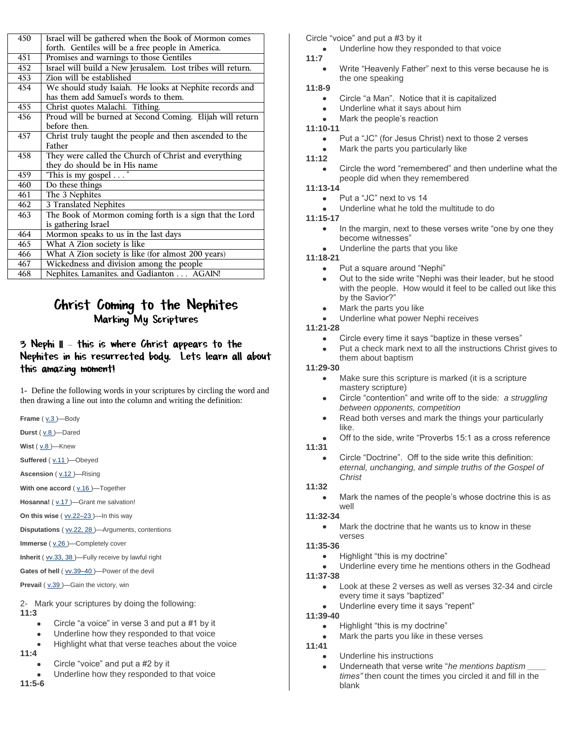| | |
|---|---|
| 450 | Israel will be gathered when the Book of Mormon comes forth. Gentiles will be a free people in America. |
| 451 | Promises and warnings to those Gentiles |
| 452 | Israel will build a New Jerusalem. Lost tribes will return. |
| 453 | Zion will be established |
| 454 | We should study Isaiah. He looks at Nephite records and has them add Samuel's words to them. |
| 455 | Christ quotes Malachi. Tithing. |
| 456 | Proud will be burned at Second Coming. Elijah will return before then. |
| 457 | Christ truly taught the people and then ascended to the Father |
| 458 | They were called the Church of Christ and everything they do should be in His name |
| 459 | "This is my gospel . . ." |
| 460 | Do these things |
| 461 | The 3 Nephites |
| 462 | 3 Translated Nephites |
| 463 | The Book of Mormon coming forth is a sign that the Lord is gathering Israel |
| 464 | Mormon speaks to us in the last days |
| 465 | What A Zion society is like |
| 466 | What A Zion society is like (for almost 200 years) |
| 467 | Wickedness and division among the people |
| 468 | Nephites, Lamanites, and Gadianton . . . AGAIN! |

# Christ Coming to the Nephites
## Marking My Scriptures

### 3 Nephi 11 – this is where Christ appears to the Nephites in his resurrected body. Lets learn all about this amazing moment!

1- Define the following words in your scriptures by circling the word and then drawing a line out into the column and writing the definition:

**Frame** ( v.3 )—Body

**Durst** ( v.8 )—Dared

**Wist** ( v.8 )—Knew

**Suffered** ( v.11 )—Obeyed

**Ascension** ( v.12 )—Rising

**With one accord** ( v.16 )—Together

**Hosanna!** ( v.17 )—Grant me salvation!

**On this wise** ( vv.22–23 )—In this way

**Disputations** ( vv.22, 28 )—Arguments, contentions

**Immerse** ( v.26 )—Completely cover

**Inherit** ( vv.33, 38 )—Fully receive by lawful right

**Gates of hell** ( vv.39–40 )—Power of the devil

**Prevail** ( v.39 )—Gain the victory, win

2- Mark your scriptures by doing the following:

**11:3**
- Circle "a voice" in verse 3 and put a #1 by it
- Underline how they responded to that voice
- Highlight what that verse teaches about the voice

**11:4**
- Circle "voice" and put a #2 by it
- Underline how they responded to that voice

**11:5-6**

Circle "voice" and put a #3 by it
- Underline how they responded to that voice

**11:7**
- Write "Heavenly Father" next to this verse because he is the one speaking

**11:8-9**
- Circle "a Man". Notice that it is capitalized
- Underline what it says about him
- Mark the people's reaction

**11:10-11**
- Put a "JC" (for Jesus Christ) next to those 2 verses
- Mark the parts you particularly like

**11:12**
- Circle the word "remembered" and then underline what the people did when they remembered

**11:13-14**
- Put a "JC" next to vs 14
- Underline what he told the multitude to do

**11:15-17**
- In the margin, next to these verses write "one by one they become witnesses"
- Underline the parts that you like

**11:18-21**
- Put a square around "Nephi"
- Out to the side write "Nephi was their leader, but he stood with the people. How would it feel to be called out like this by the Savior?"
- Mark the parts you like
- Underline what power Nephi receives

**11:21-28**
- Circle every time it says "baptize in these verses"
- Put a check mark next to all the instructions Christ gives to them about baptism

**11:29-30**
- Make sure this scripture is marked (it is a scripture mastery scripture)
- Circle "contention" and write off to the side*: a struggling between opponents, competition*
- Read both verses and mark the things your particularly like.
- Off to the side, write "Proverbs 15:1 as a cross reference

**11:31**
- Circle "Doctrine". Off to the side write this definition: *eternal, unchanging, and simple truths of the Gospel of Christ*

**11:32**
- Mark the names of the people's whose doctrine this is as well

**11:32-34**
- Mark the doctrine that he wants us to know in these verses

**11:35-36**
- Highlight "this is my doctrine"
- Underline every time he mentions others in the Godhead

**11:37-38**
- Look at these 2 verses as well as verses 32-34 and circle every time it says "baptized"
- Underline every time it says "repent"

**11:39-40**
- Highlight "this is my doctrine"
- Mark the parts you like in these verses

**11:41**
- Underline his instructions
- Underneath that verse write "*he mentions baptism ____ times"* then count the times you circled it and fill in the blank